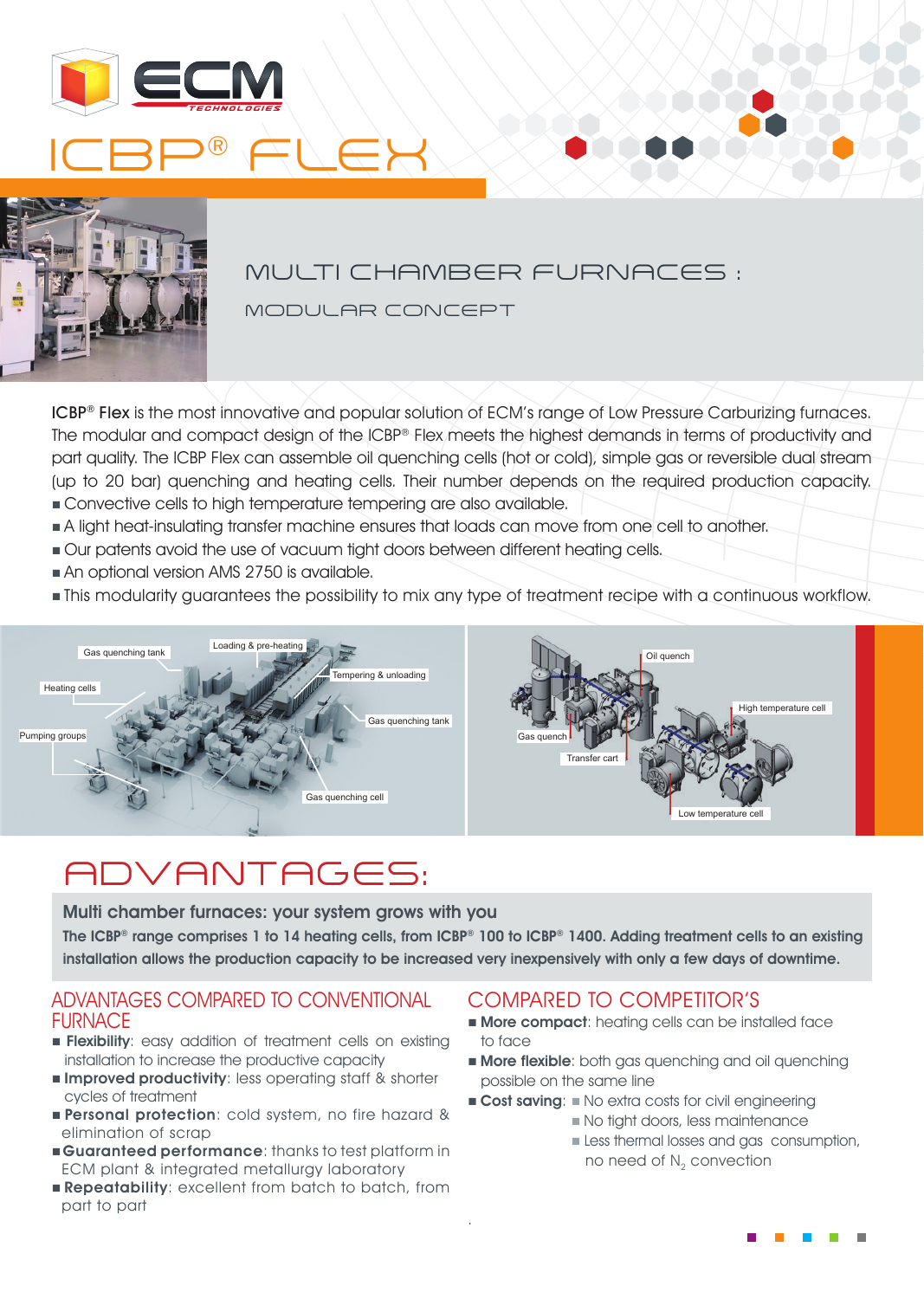# ECM TECHNOLOGIES

# ICBP® FLEX

## MULTI CHAMBER FURNACES :

### MODULAR CONCEPT

**ICBP® Flex** is the most innovative and popular solution of ECM's range of Low Pressure Carburizing furnaces. The modular and compact design of the ICBP® Flex meets the highest demands in terms of productivity and part quality. The ICBP Flex can assemble oil quenching cells (hot or cold), simple gas or reversible dual stream (up to 20 bar) quenching and heating cells. Their number depends on the required production capacity.

- Convective cells to high temperature tempering are also available.
- A light heat-insulating transfer machine ensures that loads can move from one cell to another.
- Our patents avoid the use of vacuum tight doors between different heating cells.
- An optional version AMS 2750 is available.
- This modularity guarantees the possibility to mix any type of treatment recipe with a continuous workflow.

Gas quenching tank — Loading & pre-heating — Heating cells — Tempering & unloading — Gas quenching tank — Pumping groups — Gas quenching cell

Oil quench — High temperature cell — Gas quench — Transfer cart — Low temperature cell

# ADVANTAGES:

**Multi chamber furnaces: your system grows with you**

**The ICBP® range comprises 1 to 14 heating cells, from ICBP® 100 to ICBP® 1400. Adding treatment cells to an existing installation allows the production capacity to be increased very inexpensively with only a few days of downtime.**

## ADVANTAGES COMPARED TO CONVENTIONAL FURNACE

- **Flexibility**: easy addition of treatment cells on existing installation to increase the productive capacity
- **Improved productivity**: less operating staff & shorter cycles of treatment
- **Personal protection**: cold system, no fire hazard & elimination of scrap
- **Guaranteed performance**: thanks to test platform in ECM plant & integrated metallurgy laboratory
- **Repeatability**: excellent from batch to batch, from part to part

## COMPARED TO COMPETITOR'S

- **More compact**: heating cells can be installed face to face
- **More flexible**: both gas quenching and oil quenching possible on the same line
- **Cost saving**:
  - No extra costs for civil engineering
  - No tight doors, less maintenance
  - Less thermal losses and gas consumption, no need of $N_2$ convection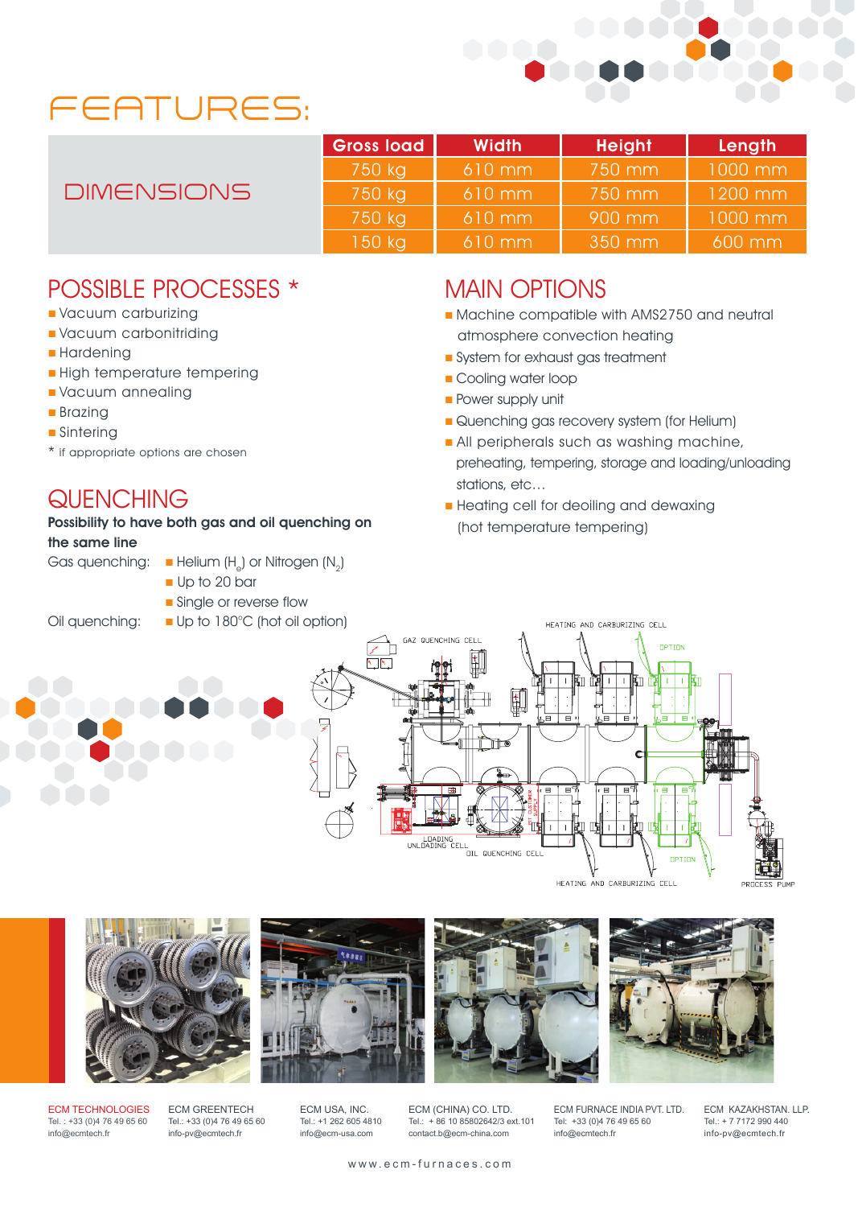# FEATURES:

## DIMENSIONS

| Gross load | Width | Height | Length |
|---|---|---|---|
| 750 kg | 610 mm | 750 mm | 1000 mm |
| 750 kg | 610 mm | 750 mm | 1200 mm |
| 750 kg | 610 mm | 900 mm | 1000 mm |
| 150 kg | 610 mm | 350 mm | 600 mm |

## POSSIBLE PROCESSES *

- Vacuum carburizing
- Vacuum carbonitriding
- Hardening
- High temperature tempering
- Vacuum annealing
- Brazing
- Sintering

* if appropriate options are chosen

## QUENCHING

**Possibility to have both gas and oil quenching on the same line**

Gas quenching:
- Helium ($H_e$) or Nitrogen ($N_2$)
- Up to 20 bar
- Single or reverse flow

Oil quenching:
- Up to 180°C (hot oil option)

## MAIN OPTIONS

- Machine compatible with AMS2750 and neutral atmosphere convection heating
- System for exhaust gas treatment
- Cooling water loop
- Power supply unit
- Quenching gas recovery system (for Helium)
- All peripherals such as washing machine, preheating, tempering, storage and loading/unloading stations, etc…
- Heating cell for deoiling and dewaxing (hot temperature tempering)

HEATING AND CARBURIZING CELL
GAZ QUENCHING CELL
OPTION
LOADING UNLOADING CELL
OIL QUENCHING CELL
OPTION
HEATING AND CARBURIZING CELL
PROCESS PUMP

ECM TECHNOLOGIES
Tel. : +33 (0)4 76 49 65 60
info@ecmtech.fr

ECM GREENTECH
Tel.: +33 (0)4 76 49 65 60
info-pv@ecmtech.fr

ECM USA, INC.
Tel.: +1 262 605 4810
info@ecm-usa.com

ECM (CHINA) CO. LTD.
Tel.: + 86 10 85802642/3 ext.101
contact.b@ecm-china.com

ECM FURNACE INDIA PVT. LTD.
Tel: +33 (0)4 76 49 65 60
info@ecmtech.fr

ECM KAZAKHSTAN. LLP.
Tel.: + 7 7172 990 440
info-pv@ecmtech.fr

www.ecm-furnaces.com